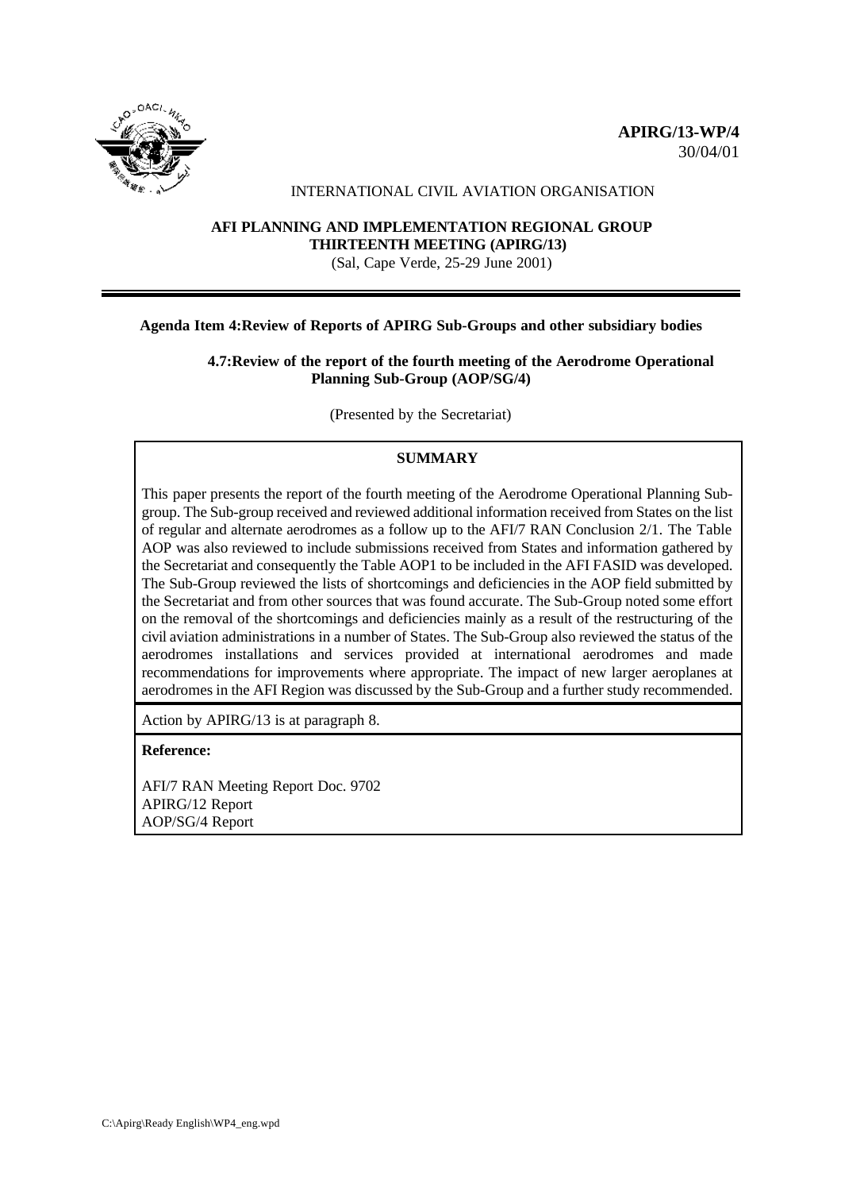**APIRG/13-WP/4**
30/04/01

INTERNATIONAL CIVIL AVIATION ORGANISATION

**AFI PLANNING AND IMPLEMENTATION REGIONAL GROUP**
**THIRTEENTH MEETING (APIRG/13)**
(Sal, Cape Verde, 25-29 June 2001)

---

**Agenda Item 4:Review of Reports of APIRG Sub-Groups and other subsidiary bodies**

**4.7:Review of the report of the fourth meeting of the Aerodrome Operational Planning Sub-Group (AOP/SG/4)**

(Presented by the Secretariat)

| **SUMMARY** |
|---|
| This paper presents the report of the fourth meeting of the Aerodrome Operational Planning Sub-group. The Sub-group received and reviewed additional information received from States on the list of regular and alternate aerodromes as a follow up to the AFI/7 RAN Conclusion 2/1. The Table AOP was also reviewed to include submissions received from States and information gathered by the Secretariat and consequently the Table AOP1 to be included in the AFI FASID was developed. The Sub-Group reviewed the lists of shortcomings and deficiencies in the AOP field submitted by the Secretariat and from other sources that was found accurate. The Sub-Group noted some effort on the removal of the shortcomings and deficiencies mainly as a result of the restructuring of the civil aviation administrations in a number of States. The Sub-Group also reviewed the status of the aerodromes installations and services provided at international aerodromes and made recommendations for improvements where appropriate. The impact of new larger aeroplanes at aerodromes in the AFI Region was discussed by the Sub-Group and a further study recommended. |
| Action by APIRG/13 is at paragraph 8. |
| **Reference:**<br><br>AFI/7 RAN Meeting Report Doc. 9702<br>APIRG/12 Report<br>AOP/SG/4 Report |

C:\Apirg\Ready English\WP4_eng.wpd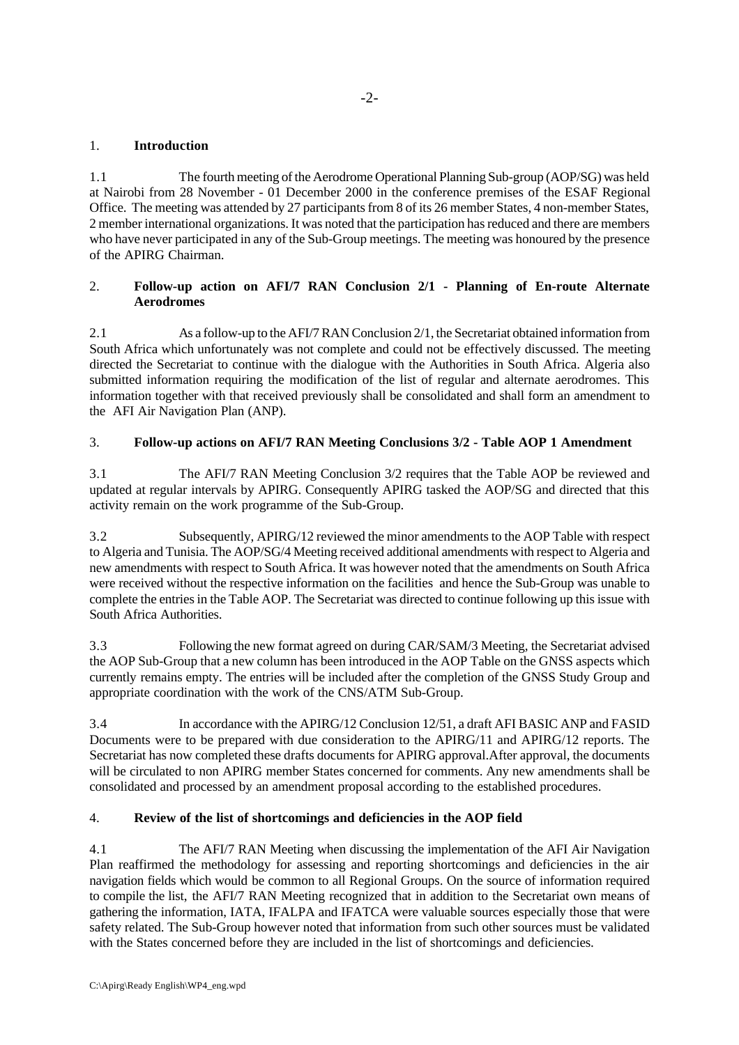## 1. Introduction

1.1 The fourth meeting of the Aerodrome Operational Planning Sub-group (AOP/SG) was held at Nairobi from 28 November - 01 December 2000 in the conference premises of the ESAF Regional Office. The meeting was attended by 27 participants from 8 of its 26 member States, 4 non-member States, 2 member international organizations. It was noted that the participation has reduced and there are members who have never participated in any of the Sub-Group meetings. The meeting was honoured by the presence of the APIRG Chairman.

## 2. Follow-up action on AFI/7 RAN Conclusion 2/1 - Planning of En-route Alternate Aerodromes

2.1 As a follow-up to the AFI/7 RAN Conclusion 2/1, the Secretariat obtained information from South Africa which unfortunately was not complete and could not be effectively discussed. The meeting directed the Secretariat to continue with the dialogue with the Authorities in South Africa. Algeria also submitted information requiring the modification of the list of regular and alternate aerodromes. This information together with that received previously shall be consolidated and shall form an amendment to the AFI Air Navigation Plan (ANP).

## 3. Follow-up actions on AFI/7 RAN Meeting Conclusions 3/2 - Table AOP 1 Amendment

3.1 The AFI/7 RAN Meeting Conclusion 3/2 requires that the Table AOP be reviewed and updated at regular intervals by APIRG. Consequently APIRG tasked the AOP/SG and directed that this activity remain on the work programme of the Sub-Group.

3.2 Subsequently, APIRG/12 reviewed the minor amendments to the AOP Table with respect to Algeria and Tunisia. The AOP/SG/4 Meeting received additional amendments with respect to Algeria and new amendments with respect to South Africa. It was however noted that the amendments on South Africa were received without the respective information on the facilities and hence the Sub-Group was unable to complete the entries in the Table AOP. The Secretariat was directed to continue following up this issue with South Africa Authorities.

3.3 Following the new format agreed on during CAR/SAM/3 Meeting, the Secretariat advised the AOP Sub-Group that a new column has been introduced in the AOP Table on the GNSS aspects which currently remains empty. The entries will be included after the completion of the GNSS Study Group and appropriate coordination with the work of the CNS/ATM Sub-Group.

3.4 In accordance with the APIRG/12 Conclusion 12/51, a draft AFI BASIC ANP and FASID Documents were to be prepared with due consideration to the APIRG/11 and APIRG/12 reports. The Secretariat has now completed these drafts documents for APIRG approval.After approval, the documents will be circulated to non APIRG member States concerned for comments. Any new amendments shall be consolidated and processed by an amendment proposal according to the established procedures.

## 4. Review of the list of shortcomings and deficiencies in the AOP field

4.1 The AFI/7 RAN Meeting when discussing the implementation of the AFI Air Navigation Plan reaffirmed the methodology for assessing and reporting shortcomings and deficiencies in the air navigation fields which would be common to all Regional Groups. On the source of information required to compile the list, the AFI/7 RAN Meeting recognized that in addition to the Secretariat own means of gathering the information, IATA, IFALPA and IFATCA were valuable sources especially those that were safety related. The Sub-Group however noted that information from such other sources must be validated with the States concerned before they are included in the list of shortcomings and deficiencies.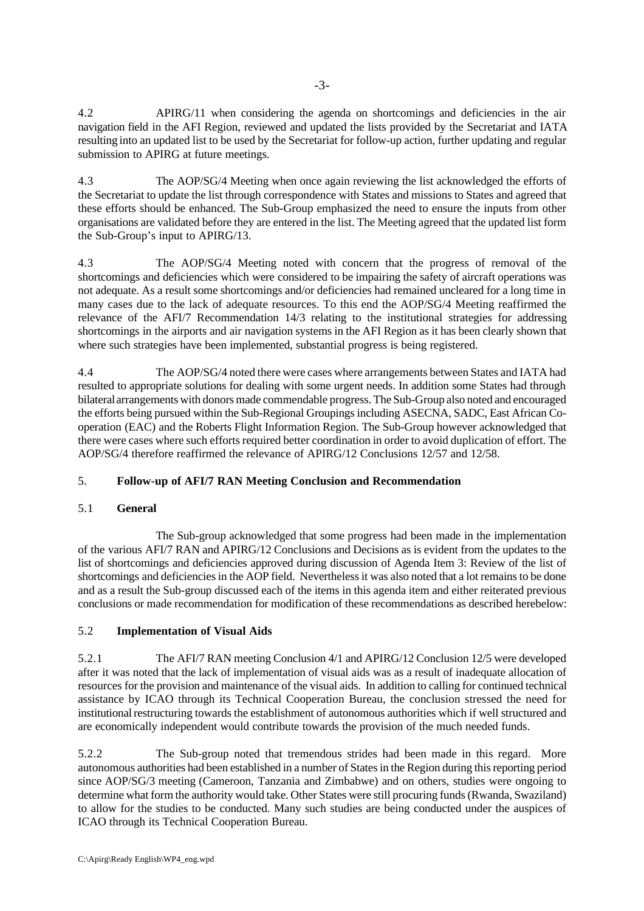4.2 APIRG/11 when considering the agenda on shortcomings and deficiencies in the air navigation field in the AFI Region, reviewed and updated the lists provided by the Secretariat and IATA resulting into an updated list to be used by the Secretariat for follow-up action, further updating and regular submission to APIRG at future meetings.

4.3 The AOP/SG/4 Meeting when once again reviewing the list acknowledged the efforts of the Secretariat to update the list through correspondence with States and missions to States and agreed that these efforts should be enhanced. The Sub-Group emphasized the need to ensure the inputs from other organisations are validated before they are entered in the list. The Meeting agreed that the updated list form the Sub-Group's input to APIRG/13.

4.3 The AOP/SG/4 Meeting noted with concern that the progress of removal of the shortcomings and deficiencies which were considered to be impairing the safety of aircraft operations was not adequate. As a result some shortcomings and/or deficiencies had remained uncleared for a long time in many cases due to the lack of adequate resources. To this end the AOP/SG/4 Meeting reaffirmed the relevance of the AFI/7 Recommendation 14/3 relating to the institutional strategies for addressing shortcomings in the airports and air navigation systems in the AFI Region as it has been clearly shown that where such strategies have been implemented, substantial progress is being registered.

4.4 The AOP/SG/4 noted there were cases where arrangements between States and IATA had resulted to appropriate solutions for dealing with some urgent needs. In addition some States had through bilateral arrangements with donors made commendable progress. The Sub-Group also noted and encouraged the efforts being pursued within the Sub-Regional Groupings including ASECNA, SADC, East African Co-operation (EAC) and the Roberts Flight Information Region. The Sub-Group however acknowledged that there were cases where such efforts required better coordination in order to avoid duplication of effort. The AOP/SG/4 therefore reaffirmed the relevance of APIRG/12 Conclusions 12/57 and 12/58.

## 5. Follow-up of AFI/7 RAN Meeting Conclusion and Recommendation

### 5.1 General

The Sub-group acknowledged that some progress had been made in the implementation of the various AFI/7 RAN and APIRG/12 Conclusions and Decisions as is evident from the updates to the list of shortcomings and deficiencies approved during discussion of Agenda Item 3: Review of the list of shortcomings and deficiencies in the AOP field. Nevertheless it was also noted that a lot remains to be done and as a result the Sub-group discussed each of the items in this agenda item and either reiterated previous conclusions or made recommendation for modification of these recommendations as described herebelow:

### 5.2 Implementation of Visual Aids

5.2.1 The AFI/7 RAN meeting Conclusion 4/1 and APIRG/12 Conclusion 12/5 were developed after it was noted that the lack of implementation of visual aids was as a result of inadequate allocation of resources for the provision and maintenance of the visual aids. In addition to calling for continued technical assistance by ICAO through its Technical Cooperation Bureau, the conclusion stressed the need for institutional restructuring towards the establishment of autonomous authorities which if well structured and are economically independent would contribute towards the provision of the much needed funds.

5.2.2 The Sub-group noted that tremendous strides had been made in this regard. More autonomous authorities had been established in a number of States in the Region during this reporting period since AOP/SG/3 meeting (Cameroon, Tanzania and Zimbabwe) and on others, studies were ongoing to determine what form the authority would take. Other States were still procuring funds (Rwanda, Swaziland) to allow for the studies to be conducted. Many such studies are being conducted under the auspices of ICAO through its Technical Cooperation Bureau.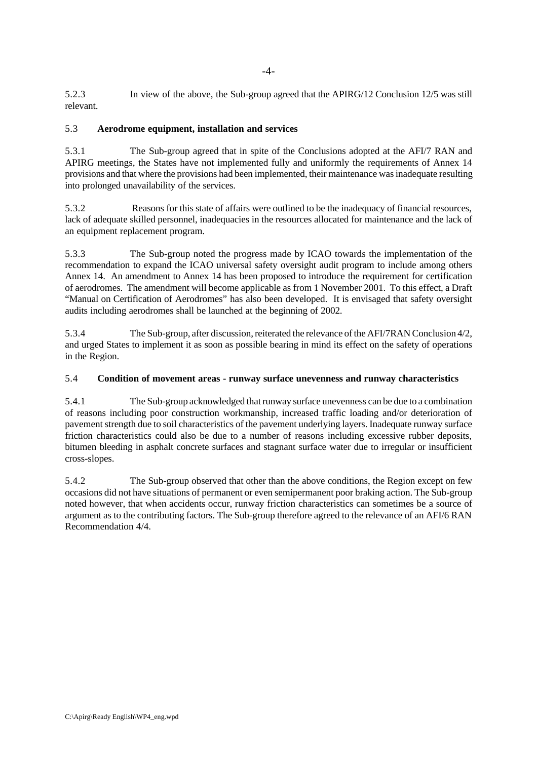5.2.3 In view of the above, the Sub-group agreed that the APIRG/12 Conclusion 12/5 was still relevant.

### 5.3 **Aerodrome equipment, installation and services**

5.3.1 The Sub-group agreed that in spite of the Conclusions adopted at the AFI/7 RAN and APIRG meetings, the States have not implemented fully and uniformly the requirements of Annex 14 provisions and that where the provisions had been implemented, their maintenance was inadequate resulting into prolonged unavailability of the services.

5.3.2 Reasons for this state of affairs were outlined to be the inadequacy of financial resources, lack of adequate skilled personnel, inadequacies in the resources allocated for maintenance and the lack of an equipment replacement program.

5.3.3 The Sub-group noted the progress made by ICAO towards the implementation of the recommendation to expand the ICAO universal safety oversight audit program to include among others Annex 14. An amendment to Annex 14 has been proposed to introduce the requirement for certification of aerodromes. The amendment will become applicable as from 1 November 2001. To this effect, a Draft "Manual on Certification of Aerodromes" has also been developed. It is envisaged that safety oversight audits including aerodromes shall be launched at the beginning of 2002.

5.3.4 The Sub-group, after discussion, reiterated the relevance of the AFI/7RAN Conclusion 4/2, and urged States to implement it as soon as possible bearing in mind its effect on the safety of operations in the Region.

### 5.4 **Condition of movement areas - runway surface unevenness and runway characteristics**

5.4.1 The Sub-group acknowledged that runway surface unevenness can be due to a combination of reasons including poor construction workmanship, increased traffic loading and/or deterioration of pavement strength due to soil characteristics of the pavement underlying layers. Inadequate runway surface friction characteristics could also be due to a number of reasons including excessive rubber deposits, bitumen bleeding in asphalt concrete surfaces and stagnant surface water due to irregular or insufficient cross-slopes.

5.4.2 The Sub-group observed that other than the above conditions, the Region except on few occasions did not have situations of permanent or even semipermanent poor braking action. The Sub-group noted however, that when accidents occur, runway friction characteristics can sometimes be a source of argument as to the contributing factors. The Sub-group therefore agreed to the relevance of an AFI/6 RAN Recommendation 4/4.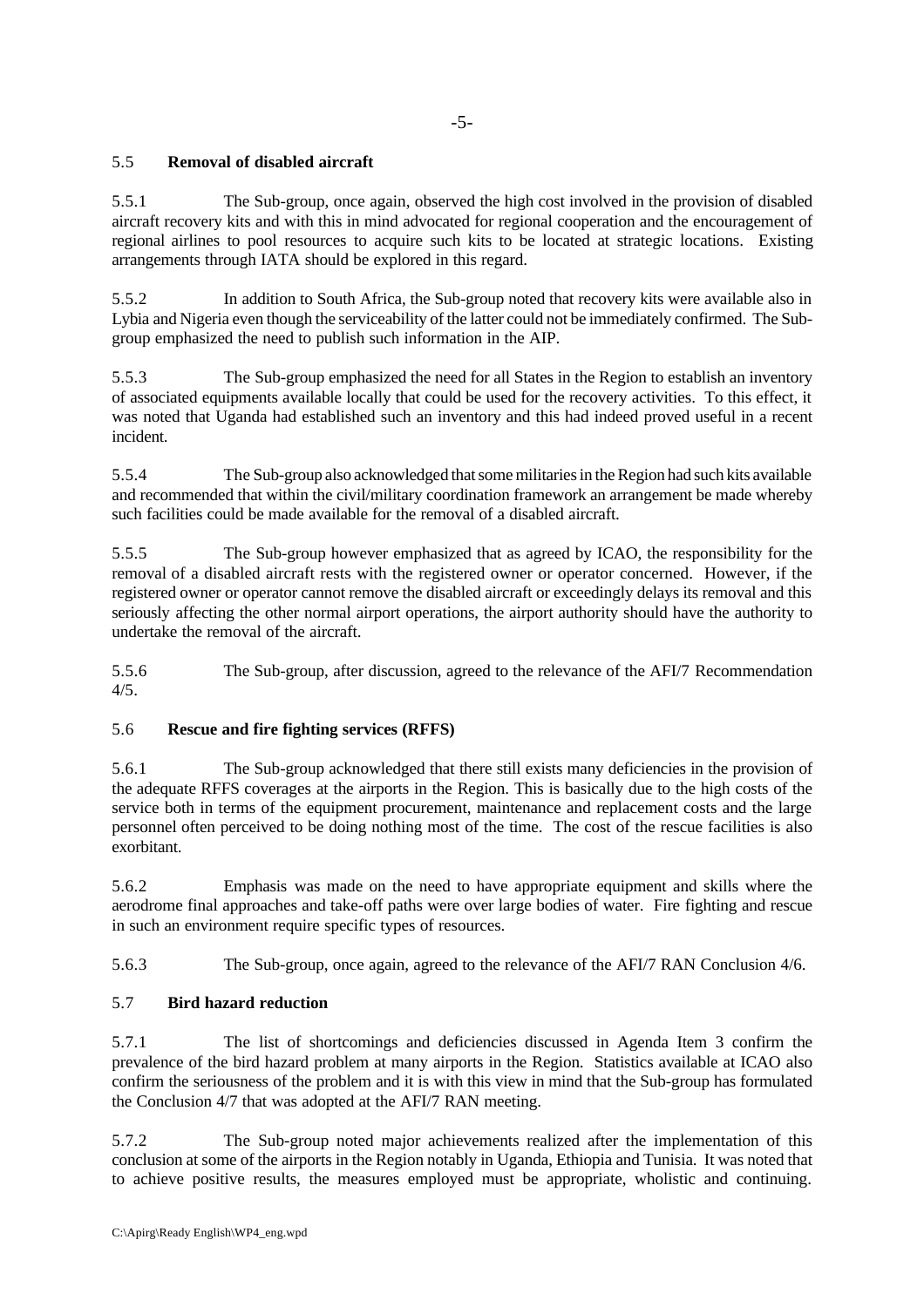## 5.5 **Removal of disabled aircraft**

5.5.1 The Sub-group, once again, observed the high cost involved in the provision of disabled aircraft recovery kits and with this in mind advocated for regional cooperation and the encouragement of regional airlines to pool resources to acquire such kits to be located at strategic locations. Existing arrangements through IATA should be explored in this regard.

5.5.2 In addition to South Africa, the Sub-group noted that recovery kits were available also in Lybia and Nigeria even though the serviceability of the latter could not be immediately confirmed. The Sub-group emphasized the need to publish such information in the AIP.

5.5.3 The Sub-group emphasized the need for all States in the Region to establish an inventory of associated equipments available locally that could be used for the recovery activities. To this effect, it was noted that Uganda had established such an inventory and this had indeed proved useful in a recent incident.

5.5.4 The Sub-group also acknowledged that some militaries in the Region had such kits available and recommended that within the civil/military coordination framework an arrangement be made whereby such facilities could be made available for the removal of a disabled aircraft.

5.5.5 The Sub-group however emphasized that as agreed by ICAO, the responsibility for the removal of a disabled aircraft rests with the registered owner or operator concerned. However, if the registered owner or operator cannot remove the disabled aircraft or exceedingly delays its removal and this seriously affecting the other normal airport operations, the airport authority should have the authority to undertake the removal of the aircraft.

5.5.6 The Sub-group, after discussion, agreed to the relevance of the AFI/7 Recommendation 4/5.

## 5.6 **Rescue and fire fighting services (RFFS)**

5.6.1 The Sub-group acknowledged that there still exists many deficiencies in the provision of the adequate RFFS coverages at the airports in the Region. This is basically due to the high costs of the service both in terms of the equipment procurement, maintenance and replacement costs and the large personnel often perceived to be doing nothing most of the time. The cost of the rescue facilities is also exorbitant.

5.6.2 Emphasis was made on the need to have appropriate equipment and skills where the aerodrome final approaches and take-off paths were over large bodies of water. Fire fighting and rescue in such an environment require specific types of resources.

5.6.3 The Sub-group, once again, agreed to the relevance of the AFI/7 RAN Conclusion 4/6.

## 5.7 **Bird hazard reduction**

5.7.1 The list of shortcomings and deficiencies discussed in Agenda Item 3 confirm the prevalence of the bird hazard problem at many airports in the Region. Statistics available at ICAO also confirm the seriousness of the problem and it is with this view in mind that the Sub-group has formulated the Conclusion 4/7 that was adopted at the AFI/7 RAN meeting.

5.7.2 The Sub-group noted major achievements realized after the implementation of this conclusion at some of the airports in the Region notably in Uganda, Ethiopia and Tunisia. It was noted that to achieve positive results, the measures employed must be appropriate, wholistic and continuing.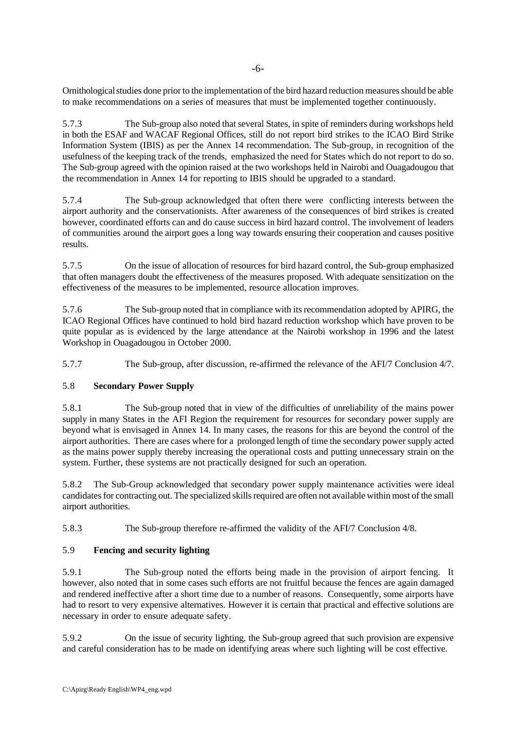Ornithological studies done prior to the implementation of the bird hazard reduction measures should be able to make recommendations on a series of measures that must be implemented together continuously.

5.7.3 The Sub-group also noted that several States, in spite of reminders during workshops held in both the ESAF and WACAF Regional Offices, still do not report bird strikes to the ICAO Bird Strike Information System (IBIS) as per the Annex 14 recommendation. The Sub-group, in recognition of the usefulness of the keeping track of the trends, emphasized the need for States which do not report to do so. The Sub-group agreed with the opinion raised at the two workshops held in Nairobi and Ouagadougou that the recommendation in Annex 14 for reporting to IBIS should be upgraded to a standard.

5.7.4 The Sub-group acknowledged that often there were conflicting interests between the airport authority and the conservationists. After awareness of the consequences of bird strikes is created however, coordinated efforts can and do cause success in bird hazard control. The involvement of leaders of communities around the airport goes a long way towards ensuring their cooperation and causes positive results.

5.7.5 On the issue of allocation of resources for bird hazard control, the Sub-group emphasized that often managers doubt the effectiveness of the measures proposed. With adequate sensitization on the effectiveness of the measures to be implemented, resource allocation improves.

5.7.6 The Sub-group noted that in compliance with its recommendation adopted by APIRG, the ICAO Regional Offices have continued to hold bird hazard reduction workshop which have proven to be quite popular as is evidenced by the large attendance at the Nairobi workshop in 1996 and the latest Workshop in Ouagadougou in October 2000.

5.7.7 The Sub-group, after discussion, re-affirmed the relevance of the AFI/7 Conclusion 4/7.

## 5.8 **Secondary Power Supply**

5.8.1 The Sub-group noted that in view of the difficulties of unreliability of the mains power supply in many States in the AFI Region the requirement for resources for secondary power supply are beyond what is envisaged in Annex 14. In many cases, the reasons for this are beyond the control of the airport authorities. There are cases where for a prolonged length of time the secondary power supply acted as the mains power supply thereby increasing the operational costs and putting unnecessary strain on the system. Further, these systems are not practically designed for such an operation.

5.8.2 The Sub-Group acknowledged that secondary power supply maintenance activities were ideal candidates for contracting out. The specialized skills required are often not available within most of the small airport authorities.

5.8.3 The Sub-group therefore re-affirmed the validity of the AFI/7 Conclusion 4/8.

## 5.9 **Fencing and security lighting**

5.9.1 The Sub-group noted the efforts being made in the provision of airport fencing. It however, also noted that in some cases such efforts are not fruitful because the fences are again damaged and rendered ineffective after a short time due to a number of reasons. Consequently, some airports have had to resort to very expensive alternatives. However it is certain that practical and effective solutions are necessary in order to ensure adequate safety.

5.9.2 On the issue of security lighting, the Sub-group agreed that such provision are expensive and careful consideration has to be made on identifying areas where such lighting will be cost effective.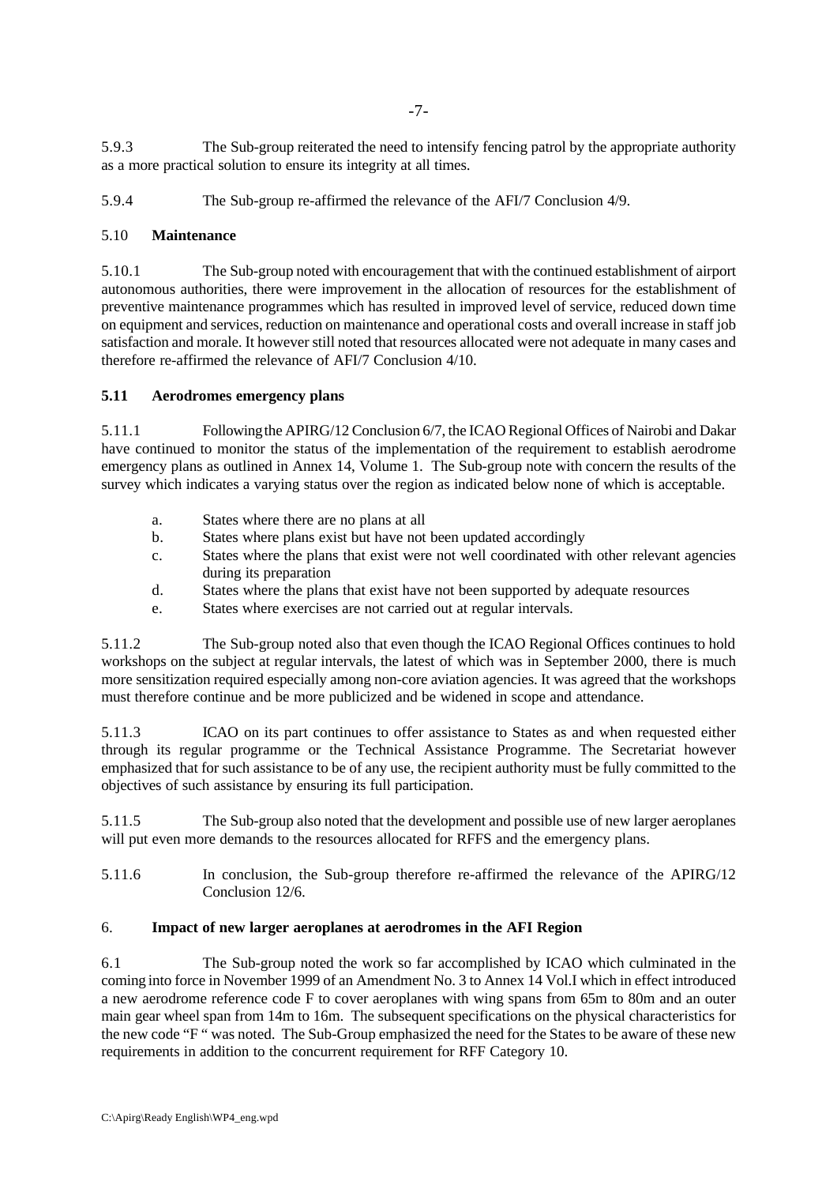5.9.3 The Sub-group reiterated the need to intensify fencing patrol by the appropriate authority as a more practical solution to ensure its integrity at all times.

5.9.4 The Sub-group re-affirmed the relevance of the AFI/7 Conclusion 4/9.

5.10 **Maintenance**

5.10.1 The Sub-group noted with encouragement that with the continued establishment of airport autonomous authorities, there were improvement in the allocation of resources for the establishment of preventive maintenance programmes which has resulted in improved level of service, reduced down time on equipment and services, reduction on maintenance and operational costs and overall increase in staff job satisfaction and morale. It however still noted that resources allocated were not adequate in many cases and therefore re-affirmed the relevance of AFI/7 Conclusion 4/10.

**5.11 Aerodromes emergency plans**

5.11.1 Following the APIRG/12 Conclusion 6/7, the ICAO Regional Offices of Nairobi and Dakar have continued to monitor the status of the implementation of the requirement to establish aerodrome emergency plans as outlined in Annex 14, Volume 1. The Sub-group note with concern the results of the survey which indicates a varying status over the region as indicated below none of which is acceptable.

a. States where there are no plans at all
b. States where plans exist but have not been updated accordingly
c. States where the plans that exist were not well coordinated with other relevant agencies during its preparation
d. States where the plans that exist have not been supported by adequate resources
e. States where exercises are not carried out at regular intervals.

5.11.2 The Sub-group noted also that even though the ICAO Regional Offices continues to hold workshops on the subject at regular intervals, the latest of which was in September 2000, there is much more sensitization required especially among non-core aviation agencies. It was agreed that the workshops must therefore continue and be more publicized and be widened in scope and attendance.

5.11.3 ICAO on its part continues to offer assistance to States as and when requested either through its regular programme or the Technical Assistance Programme. The Secretariat however emphasized that for such assistance to be of any use, the recipient authority must be fully committed to the objectives of such assistance by ensuring its full participation.

5.11.5 The Sub-group also noted that the development and possible use of new larger aeroplanes will put even more demands to the resources allocated for RFFS and the emergency plans.

5.11.6 In conclusion, the Sub-group therefore re-affirmed the relevance of the APIRG/12 Conclusion 12/6.

6. **Impact of new larger aeroplanes at aerodromes in the AFI Region**

6.1 The Sub-group noted the work so far accomplished by ICAO which culminated in the coming into force in November 1999 of an Amendment No. 3 to Annex 14 Vol.I which in effect introduced a new aerodrome reference code F to cover aeroplanes with wing spans from 65m to 80m and an outer main gear wheel span from 14m to 16m. The subsequent specifications on the physical characteristics for the new code "F " was noted. The Sub-Group emphasized the need for the States to be aware of these new requirements in addition to the concurrent requirement for RFF Category 10.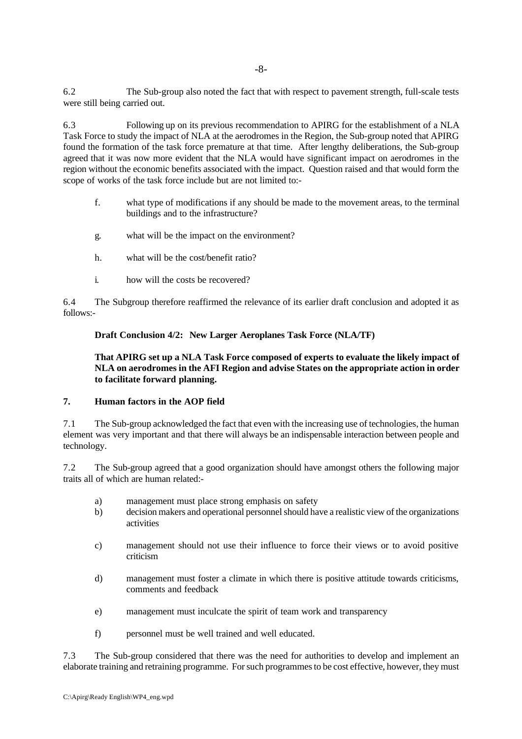6.2 The Sub-group also noted the fact that with respect to pavement strength, full-scale tests were still being carried out.

6.3 Following up on its previous recommendation to APIRG for the establishment of a NLA Task Force to study the impact of NLA at the aerodromes in the Region, the Sub-group noted that APIRG found the formation of the task force premature at that time. After lengthy deliberations, the Sub-group agreed that it was now more evident that the NLA would have significant impact on aerodromes in the region without the economic benefits associated with the impact. Question raised and that would form the scope of works of the task force include but are not limited to:-

f. what type of modifications if any should be made to the movement areas, to the terminal buildings and to the infrastructure?

g. what will be the impact on the environment?

h. what will be the cost/benefit ratio?

i. how will the costs be recovered?

6.4 The Subgroup therefore reaffirmed the relevance of its earlier draft conclusion and adopted it as follows:-

**Draft Conclusion 4/2: New Larger Aeroplanes Task Force (NLA/TF)**

**That APIRG set up a NLA Task Force composed of experts to evaluate the likely impact of NLA on aerodromes in the AFI Region and advise States on the appropriate action in order to facilitate forward planning.**

## 7. Human factors in the AOP field

7.1 The Sub-group acknowledged the fact that even with the increasing use of technologies, the human element was very important and that there will always be an indispensable interaction between people and technology.

7.2 The Sub-group agreed that a good organization should have amongst others the following major traits all of which are human related:-

a) management must place strong emphasis on safety

b) decision makers and operational personnel should have a realistic view of the organizations activities

c) management should not use their influence to force their views or to avoid positive criticism

d) management must foster a climate in which there is positive attitude towards criticisms, comments and feedback

e) management must inculcate the spirit of team work and transparency

f) personnel must be well trained and well educated.

7.3 The Sub-group considered that there was the need for authorities to develop and implement an elaborate training and retraining programme. For such programmes to be cost effective, however, they must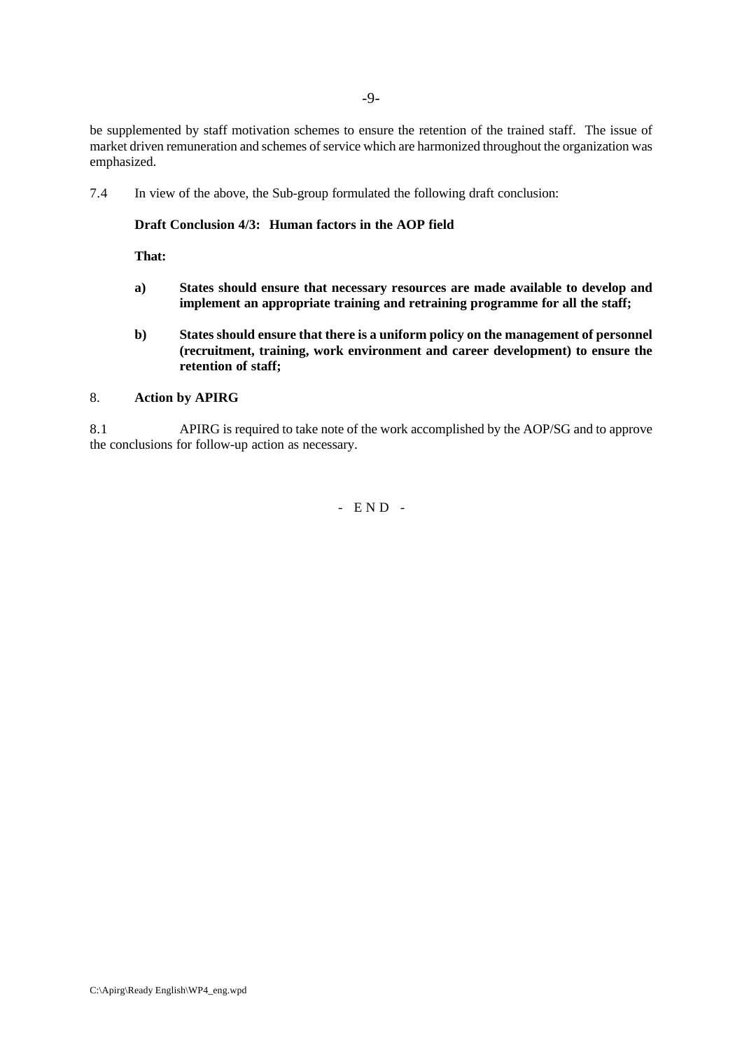be supplemented by staff motivation schemes to ensure the retention of the trained staff. The issue of market driven remuneration and schemes of service which are harmonized throughout the organization was emphasized.

7.4 In view of the above, the Sub-group formulated the following draft conclusion:

**Draft Conclusion 4/3: Human factors in the AOP field**

**That:**

**a) States should ensure that necessary resources are made available to develop and implement an appropriate training and retraining programme for all the staff;**

**b) States should ensure that there is a uniform policy on the management of personnel (recruitment, training, work environment and career development) to ensure the retention of staff;**

8. **Action by APIRG**

8.1 APIRG is required to take note of the work accomplished by the AOP/SG and to approve the conclusions for follow-up action as necessary.

- E N D -

C:\Apirg\Ready English\WP4_eng.wpd